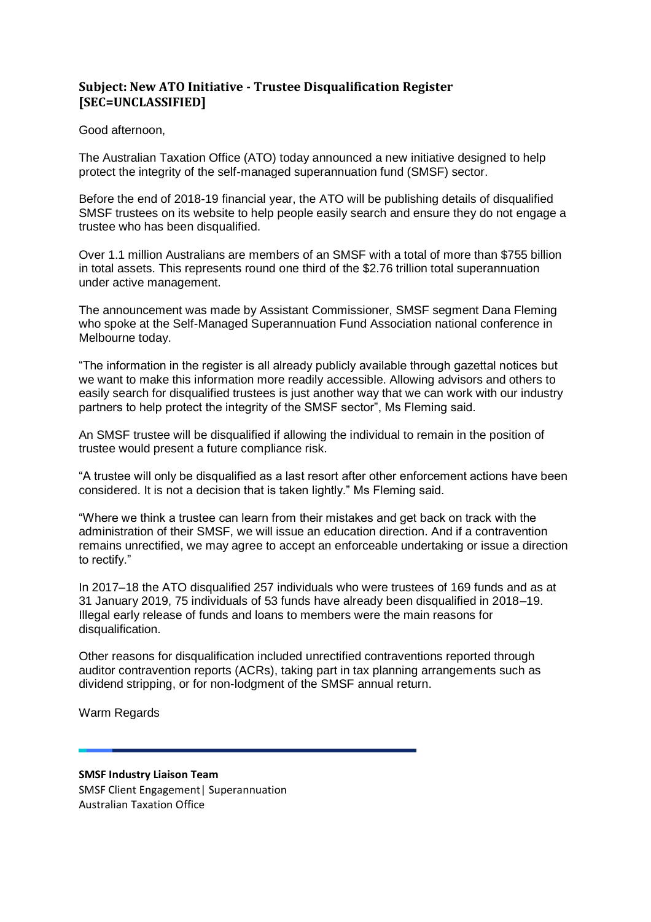## Subject: New ATO Initiative - Trustee Disqualification Register [SEC=UNCLASSIFIED]

Good afternoon,

The Australian Taxation Office (ATO) today announced a new initiative designed to help protect the integrity of the self-managed superannuation fund (SMSF) sector.

Before the end of 2018-19 financial year, the ATO will be publishing details of disqualified SMSF trustees on its website to help people easily search and ensure they do not engage a trustee who has been disqualified.

Over 1.1 million Australians are members of an SMSF with a total of more than $755 billion in total assets. This represents round one third of the $2.76 trillion total superannuation under active management.

The announcement was made by Assistant Commissioner, SMSF segment Dana Fleming who spoke at the Self-Managed Superannuation Fund Association national conference in Melbourne today.

"The information in the register is all already publicly available through gazettal notices but we want to make this information more readily accessible. Allowing advisors and others to easily search for disqualified trustees is just another way that we can work with our industry partners to help protect the integrity of the SMSF sector", Ms Fleming said.

An SMSF trustee will be disqualified if allowing the individual to remain in the position of trustee would present a future compliance risk.

"A trustee will only be disqualified as a last resort after other enforcement actions have been considered. It is not a decision that is taken lightly." Ms Fleming said.

"Where we think a trustee can learn from their mistakes and get back on track with the administration of their SMSF, we will issue an education direction. And if a contravention remains unrectified, we may agree to accept an enforceable undertaking or issue a direction to rectify."

In 2017–18 the ATO disqualified 257 individuals who were trustees of 169 funds and as at 31 January 2019, 75 individuals of 53 funds have already been disqualified in 2018–19. Illegal early release of funds and loans to members were the main reasons for disqualification.

Other reasons for disqualification included unrectified contraventions reported through auditor contravention reports (ACRs), taking part in tax planning arrangements such as dividend stripping, or for non-lodgment of the SMSF annual return.

Warm Regards

---

**SMSF Industry Liaison Team**
SMSF Client Engagement| Superannuation
Australian Taxation Office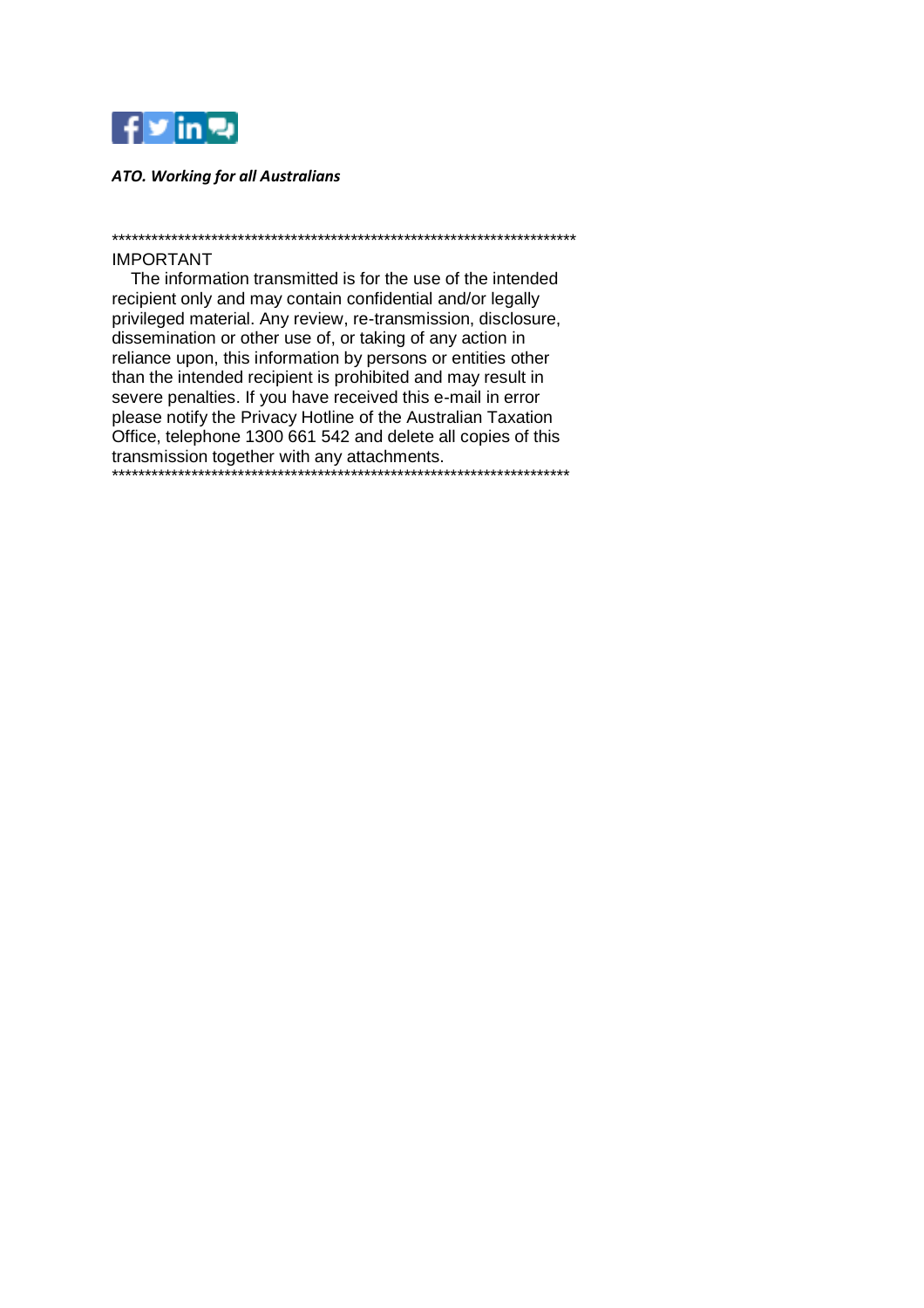***ATO. Working for all Australians***

**********************************************************************
IMPORTANT

The information transmitted is for the use of the intended recipient only and may contain confidential and/or legally privileged material. Any review, re-transmission, disclosure, dissemination or other use of, or taking of any action in reliance upon, this information by persons or entities other than the intended recipient is prohibited and may result in severe penalties. If you have received this e-mail in error please notify the Privacy Hotline of the Australian Taxation Office, telephone 1300 661 542 and delete all copies of this transmission together with any attachments.
**********************************************************************